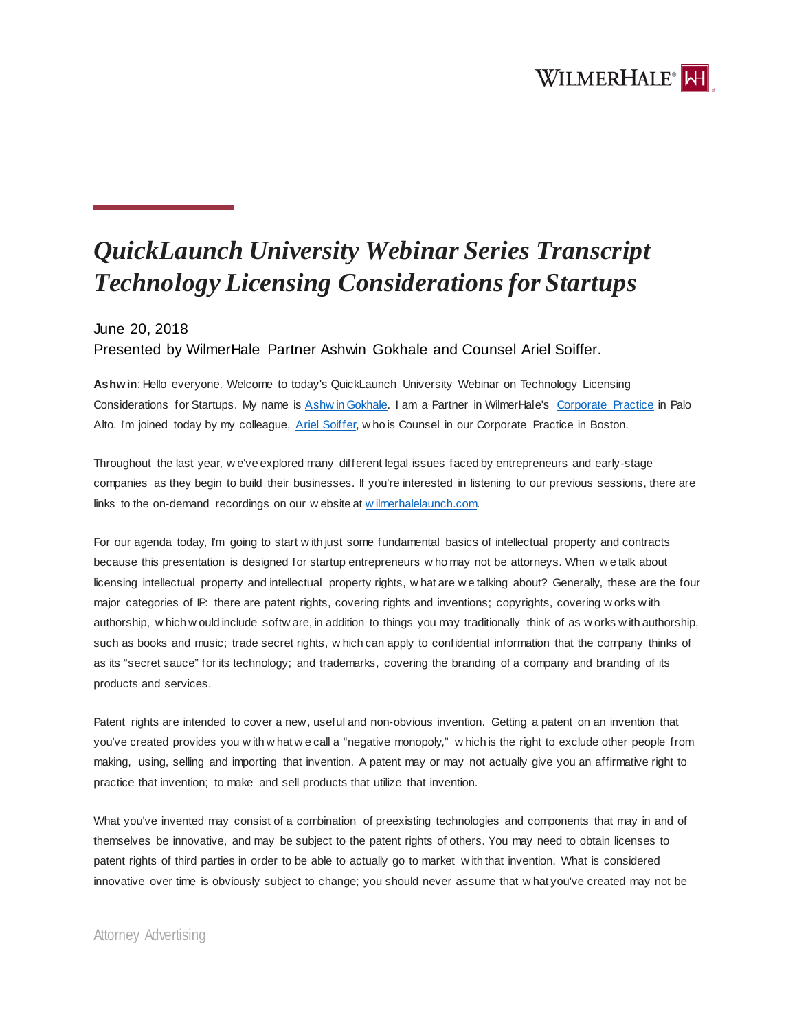# *QuickLaunch University Webinar Series Transcript Technology Licensing Considerations for Startups*

June 20, 2018

Presented by WilmerHale Partner Ashwin Gokhale and Counsel Ariel Soiffer.

**Ashwin**: Hello everyone. Welcome to today's QuickLaunch University Webinar on Technology Licensing Considerations for Startups. My name is Ashwin Gokhale. I am a Partner in WilmerHale's Corporate Practice in Palo Alto. I'm joined today by my colleague, Ariel Soiffer, who is Counsel in our Corporate Practice in Boston.

Throughout the last year, we've explored many different legal issues faced by entrepreneurs and early-stage companies as they begin to build their businesses. If you're interested in listening to our previous sessions, there are links to the on-demand recordings on our website at wilmerhalelaunch.com.

For our agenda today, I'm going to start with just some fundamental basics of intellectual property and contracts because this presentation is designed for startup entrepreneurs who may not be attorneys. When we talk about licensing intellectual property and intellectual property rights, what are we talking about? Generally, these are the four major categories of IP: there are patent rights, covering rights and inventions; copyrights, covering works with authorship, which would include software, in addition to things you may traditionally think of as works with authorship, such as books and music; trade secret rights, which can apply to confidential information that the company thinks of as its "secret sauce" for its technology; and trademarks, covering the branding of a company and branding of its products and services.

Patent rights are intended to cover a new, useful and non-obvious invention. Getting a patent on an invention that you've created provides you with what we call a "negative monopoly," which is the right to exclude other people from making, using, selling and importing that invention. A patent may or may not actually give you an affirmative right to practice that invention; to make and sell products that utilize that invention.

What you've invented may consist of a combination of preexisting technologies and components that may in and of themselves be innovative, and may be subject to the patent rights of others. You may need to obtain licenses to patent rights of third parties in order to be able to actually go to market with that invention. What is considered innovative over time is obviously subject to change; you should never assume that what you've created may not be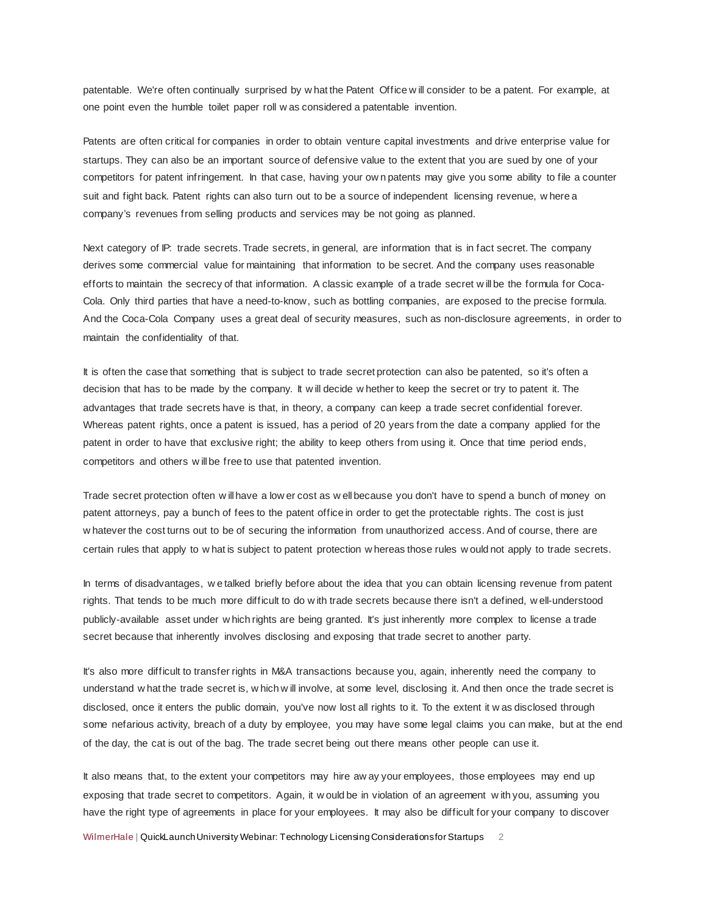patentable. We're often continually surprised by what the Patent Office will consider to be a patent. For example, at one point even the humble toilet paper roll was considered a patentable invention.

Patents are often critical for companies in order to obtain venture capital investments and drive enterprise value for startups. They can also be an important source of defensive value to the extent that you are sued by one of your competitors for patent infringement. In that case, having your own patents may give you some ability to file a counter suit and fight back. Patent rights can also turn out to be a source of independent licensing revenue, where a company's revenues from selling products and services may be not going as planned.

Next category of IP: trade secrets. Trade secrets, in general, are information that is in fact secret. The company derives some commercial value for maintaining that information to be secret. And the company uses reasonable efforts to maintain the secrecy of that information. A classic example of a trade secret will be the formula for Coca-Cola. Only third parties that have a need-to-know, such as bottling companies, are exposed to the precise formula. And the Coca-Cola Company uses a great deal of security measures, such as non-disclosure agreements, in order to maintain the confidentiality of that.

It is often the case that something that is subject to trade secret protection can also be patented, so it's often a decision that has to be made by the company. It will decide whether to keep the secret or try to patent it. The advantages that trade secrets have is that, in theory, a company can keep a trade secret confidential forever. Whereas patent rights, once a patent is issued, has a period of 20 years from the date a company applied for the patent in order to have that exclusive right; the ability to keep others from using it. Once that time period ends, competitors and others will be free to use that patented invention.

Trade secret protection often will have a lower cost as well because you don't have to spend a bunch of money on patent attorneys, pay a bunch of fees to the patent office in order to get the protectable rights. The cost is just whatever the cost turns out to be of securing the information from unauthorized access. And of course, there are certain rules that apply to what is subject to patent protection whereas those rules would not apply to trade secrets.

In terms of disadvantages, we talked briefly before about the idea that you can obtain licensing revenue from patent rights. That tends to be much more difficult to do with trade secrets because there isn't a defined, well-understood publicly-available asset under which rights are being granted. It's just inherently more complex to license a trade secret because that inherently involves disclosing and exposing that trade secret to another party.

It's also more difficult to transfer rights in M&A transactions because you, again, inherently need the company to understand what the trade secret is, which will involve, at some level, disclosing it. And then once the trade secret is disclosed, once it enters the public domain, you've now lost all rights to it. To the extent it was disclosed through some nefarious activity, breach of a duty by employee, you may have some legal claims you can make, but at the end of the day, the cat is out of the bag. The trade secret being out there means other people can use it.

It also means that, to the extent your competitors may hire away your employees, those employees may end up exposing that trade secret to competitors. Again, it would be in violation of an agreement with you, assuming you have the right type of agreements in place for your employees. It may also be difficult for your company to discover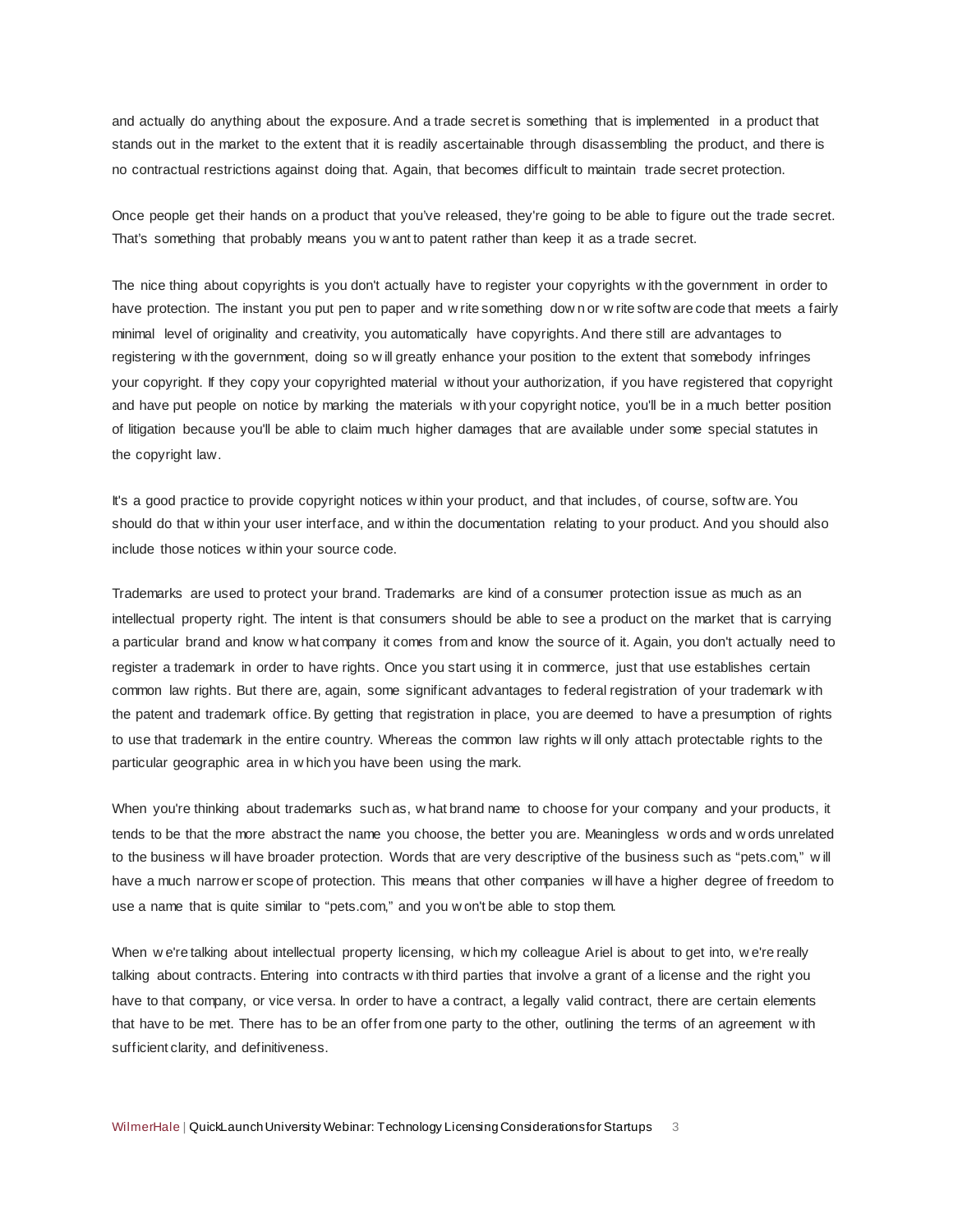and actually do anything about the exposure. And a trade secret is something that is implemented in a product that stands out in the market to the extent that it is readily ascertainable through disassembling the product, and there is no contractual restrictions against doing that. Again, that becomes difficult to maintain trade secret protection.

Once people get their hands on a product that you've released, they're going to be able to figure out the trade secret. That's something that probably means you want to patent rather than keep it as a trade secret.

The nice thing about copyrights is you don't actually have to register your copyrights with the government in order to have protection. The instant you put pen to paper and write something down or write software code that meets a fairly minimal level of originality and creativity, you automatically have copyrights. And there still are advantages to registering with the government, doing so will greatly enhance your position to the extent that somebody infringes your copyright. If they copy your copyrighted material without your authorization, if you have registered that copyright and have put people on notice by marking the materials with your copyright notice, you'll be in a much better position of litigation because you'll be able to claim much higher damages that are available under some special statutes in the copyright law.

It's a good practice to provide copyright notices within your product, and that includes, of course, software. You should do that within your user interface, and within the documentation relating to your product. And you should also include those notices within your source code.

Trademarks are used to protect your brand. Trademarks are kind of a consumer protection issue as much as an intellectual property right. The intent is that consumers should be able to see a product on the market that is carrying a particular brand and know what company it comes from and know the source of it. Again, you don't actually need to register a trademark in order to have rights. Once you start using it in commerce, just that use establishes certain common law rights. But there are, again, some significant advantages to federal registration of your trademark with the patent and trademark office. By getting that registration in place, you are deemed to have a presumption of rights to use that trademark in the entire country. Whereas the common law rights will only attach protectable rights to the particular geographic area in which you have been using the mark.

When you're thinking about trademarks such as, what brand name to choose for your company and your products, it tends to be that the more abstract the name you choose, the better you are. Meaningless words and words unrelated to the business will have broader protection. Words that are very descriptive of the business such as "pets.com," will have a much narrower scope of protection. This means that other companies will have a higher degree of freedom to use a name that is quite similar to "pets.com," and you won't be able to stop them.

When we're talking about intellectual property licensing, which my colleague Ariel is about to get into, we're really talking about contracts. Entering into contracts with third parties that involve a grant of a license and the right you have to that company, or vice versa. In order to have a contract, a legally valid contract, there are certain elements that have to be met. There has to be an offer from one party to the other, outlining the terms of an agreement with sufficient clarity, and definitiveness.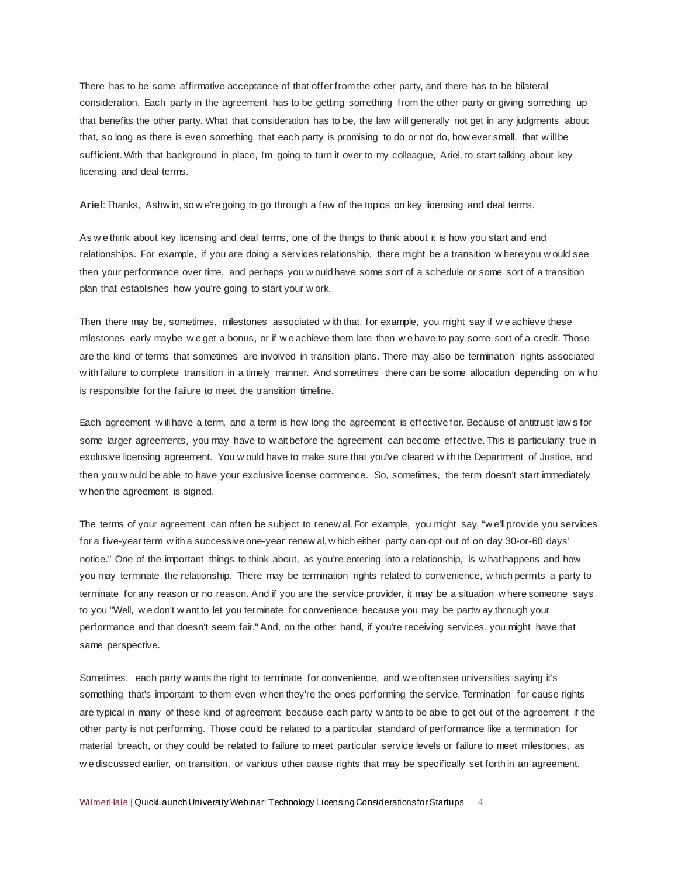There has to be some affirmative acceptance of that offer from the other party, and there has to be bilateral consideration. Each party in the agreement has to be getting something from the other party or giving something up that benefits the other party. What that consideration has to be, the law will generally not get in any judgments about that, so long as there is even something that each party is promising to do or not do, however small, that will be sufficient. With that background in place, I'm going to turn it over to my colleague, Ariel, to start talking about key licensing and deal terms.

**Ariel**: Thanks, Ashwin, so we're going to go through a few of the topics on key licensing and deal terms.

As we think about key licensing and deal terms, one of the things to think about it is how you start and end relationships. For example, if you are doing a services relationship, there might be a transition where you would see then your performance over time, and perhaps you would have some sort of a schedule or some sort of a transition plan that establishes how you're going to start your work.

Then there may be, sometimes, milestones associated with that, for example, you might say if we achieve these milestones early maybe we get a bonus, or if we achieve them late then we have to pay some sort of a credit. Those are the kind of terms that sometimes are involved in transition plans. There may also be termination rights associated with failure to complete transition in a timely manner. And sometimes there can be some allocation depending on who is responsible for the failure to meet the transition timeline.

Each agreement will have a term, and a term is how long the agreement is effective for. Because of antitrust laws for some larger agreements, you may have to wait before the agreement can become effective. This is particularly true in exclusive licensing agreement. You would have to make sure that you've cleared with the Department of Justice, and then you would be able to have your exclusive license commence. So, sometimes, the term doesn't start immediately when the agreement is signed.

The terms of your agreement can often be subject to renewal. For example, you might say, "we'll provide you services for a five-year term with a successive one-year renewal, which either party can opt out of on day 30-or-60 days' notice." One of the important things to think about, as you're entering into a relationship, is what happens and how you may terminate the relationship. There may be termination rights related to convenience, which permits a party to terminate for any reason or no reason. And if you are the service provider, it may be a situation where someone says to you "Well, we don't want to let you terminate for convenience because you may be partway through your performance and that doesn't seem fair." And, on the other hand, if you're receiving services, you might have that same perspective.

Sometimes, each party wants the right to terminate for convenience, and we often see universities saying it's something that's important to them even when they're the ones performing the service. Termination for cause rights are typical in many of these kind of agreement because each party wants to be able to get out of the agreement if the other party is not performing. Those could be related to a particular standard of performance like a termination for material breach, or they could be related to failure to meet particular service levels or failure to meet milestones, as we discussed earlier, on transition, or various other cause rights that may be specifically set forth in an agreement.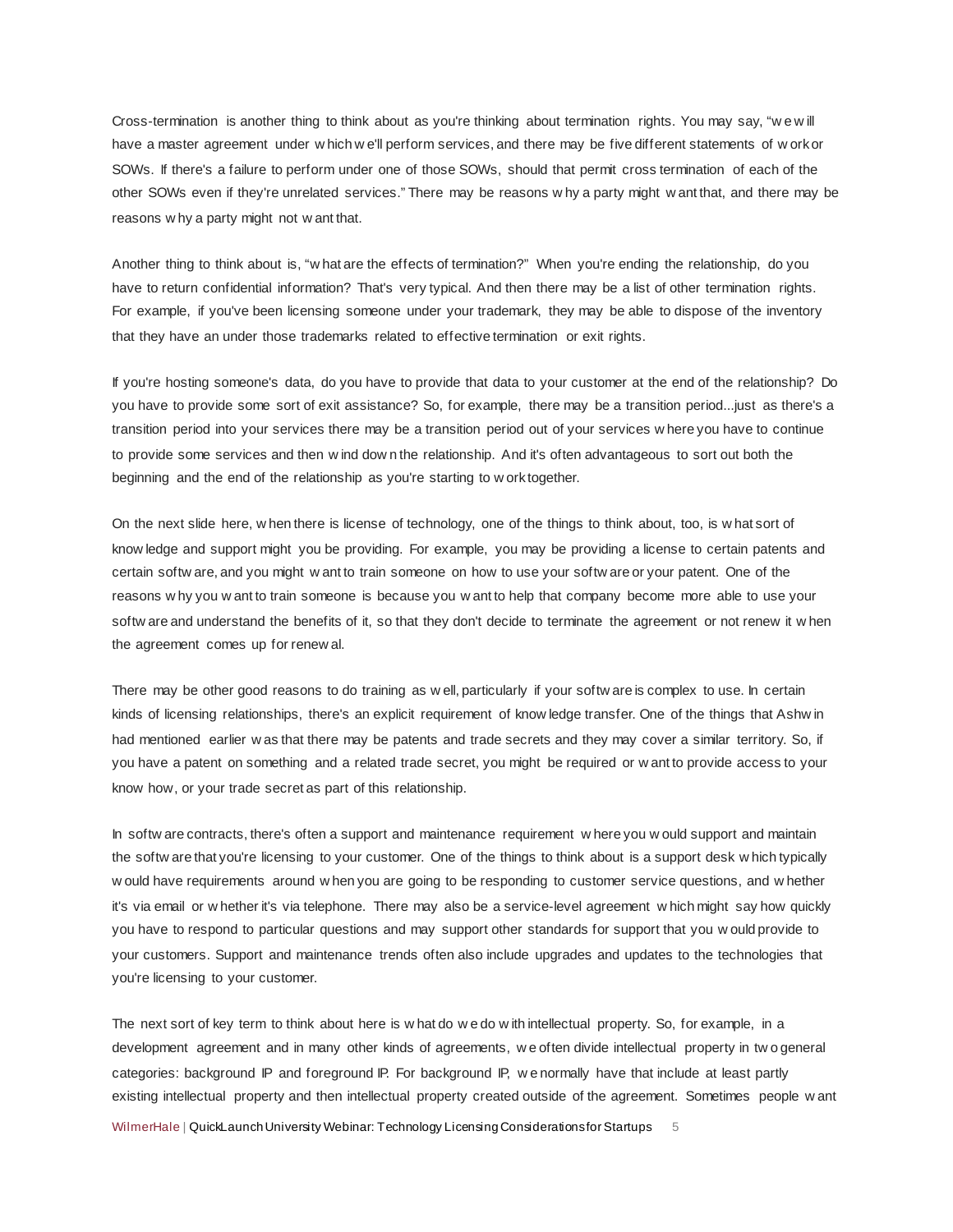Cross-termination is another thing to think about as you're thinking about termination rights. You may say, "we will have a master agreement under which we'll perform services, and there may be five different statements of work or SOWs. If there's a failure to perform under one of those SOWs, should that permit cross termination of each of the other SOWs even if they're unrelated services." There may be reasons why a party might want that, and there may be reasons why a party might not want that.

Another thing to think about is, "what are the effects of termination?" When you're ending the relationship, do you have to return confidential information? That's very typical. And then there may be a list of other termination rights. For example, if you've been licensing someone under your trademark, they may be able to dispose of the inventory that they have an under those trademarks related to effective termination or exit rights.

If you're hosting someone's data, do you have to provide that data to your customer at the end of the relationship? Do you have to provide some sort of exit assistance? So, for example, there may be a transition period...just as there's a transition period into your services there may be a transition period out of your services where you have to continue to provide some services and then wind down the relationship. And it's often advantageous to sort out both the beginning and the end of the relationship as you're starting to work together.

On the next slide here, when there is license of technology, one of the things to think about, too, is what sort of knowledge and support might you be providing. For example, you may be providing a license to certain patents and certain software, and you might want to train someone on how to use your software or your patent. One of the reasons why you want to train someone is because you want to help that company become more able to use your software and understand the benefits of it, so that they don't decide to terminate the agreement or not renew it when the agreement comes up for renewal.

There may be other good reasons to do training as well, particularly if your software is complex to use. In certain kinds of licensing relationships, there's an explicit requirement of knowledge transfer. One of the things that Ashwin had mentioned earlier was that there may be patents and trade secrets and they may cover a similar territory. So, if you have a patent on something and a related trade secret, you might be required or want to provide access to your know how, or your trade secret as part of this relationship.

In software contracts, there's often a support and maintenance requirement where you would support and maintain the software that you're licensing to your customer. One of the things to think about is a support desk which typically would have requirements around when you are going to be responding to customer service questions, and whether it's via email or whether it's via telephone. There may also be a service-level agreement which might say how quickly you have to respond to particular questions and may support other standards for support that you would provide to your customers. Support and maintenance trends often also include upgrades and updates to the technologies that you're licensing to your customer.

The next sort of key term to think about here is what do we do with intellectual property. So, for example, in a development agreement and in many other kinds of agreements, we often divide intellectual property in two general categories: background IP and foreground IP. For background IP, we normally have that include at least partly existing intellectual property and then intellectual property created outside of the agreement. Sometimes people want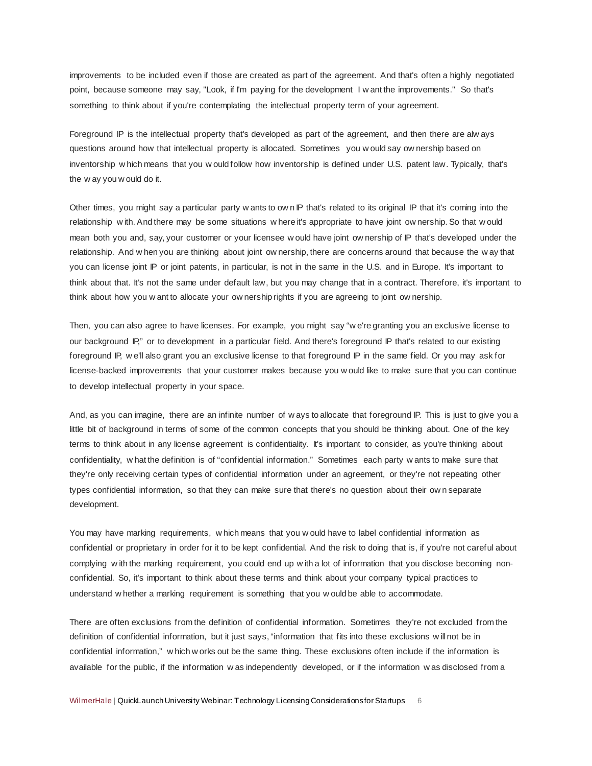improvements to be included even if those are created as part of the agreement. And that's often a highly negotiated point, because someone may say, "Look, if I'm paying for the development I want the improvements." So that's something to think about if you're contemplating the intellectual property term of your agreement.

Foreground IP is the intellectual property that's developed as part of the agreement, and then there are always questions around how that intellectual property is allocated. Sometimes you would say ownership based on inventorship which means that you would follow how inventorship is defined under U.S. patent law. Typically, that's the way you would do it.

Other times, you might say a particular party wants to own IP that's related to its original IP that it's coming into the relationship with. And there may be some situations where it's appropriate to have joint ownership. So that would mean both you and, say, your customer or your licensee would have joint ownership of IP that's developed under the relationship. And when you are thinking about joint ownership, there are concerns around that because the way that you can license joint IP or joint patents, in particular, is not in the same in the U.S. and in Europe. It's important to think about that. It's not the same under default law, but you may change that in a contract. Therefore, it's important to think about how you want to allocate your ownership rights if you are agreeing to joint ownership.

Then, you can also agree to have licenses. For example, you might say "we're granting you an exclusive license to our background IP," or to development in a particular field. And there's foreground IP that's related to our existing foreground IP, we'll also grant you an exclusive license to that foreground IP in the same field. Or you may ask for license-backed improvements that your customer makes because you would like to make sure that you can continue to develop intellectual property in your space.

And, as you can imagine, there are an infinite number of ways to allocate that foreground IP. This is just to give you a little bit of background in terms of some of the common concepts that you should be thinking about. One of the key terms to think about in any license agreement is confidentiality. It's important to consider, as you're thinking about confidentiality, what the definition is of "confidential information." Sometimes each party wants to make sure that they're only receiving certain types of confidential information under an agreement, or they're not repeating other types confidential information, so that they can make sure that there's no question about their own separate development.

You may have marking requirements, which means that you would have to label confidential information as confidential or proprietary in order for it to be kept confidential. And the risk to doing that is, if you're not careful about complying with the marking requirement, you could end up with a lot of information that you disclose becoming non-confidential. So, it's important to think about these terms and think about your company typical practices to understand whether a marking requirement is something that you would be able to accommodate.

There are often exclusions from the definition of confidential information. Sometimes they're not excluded from the definition of confidential information, but it just says, "information that fits into these exclusions will not be in confidential information," which works out be the same thing. These exclusions often include if the information is available for the public, if the information was independently developed, or if the information was disclosed from a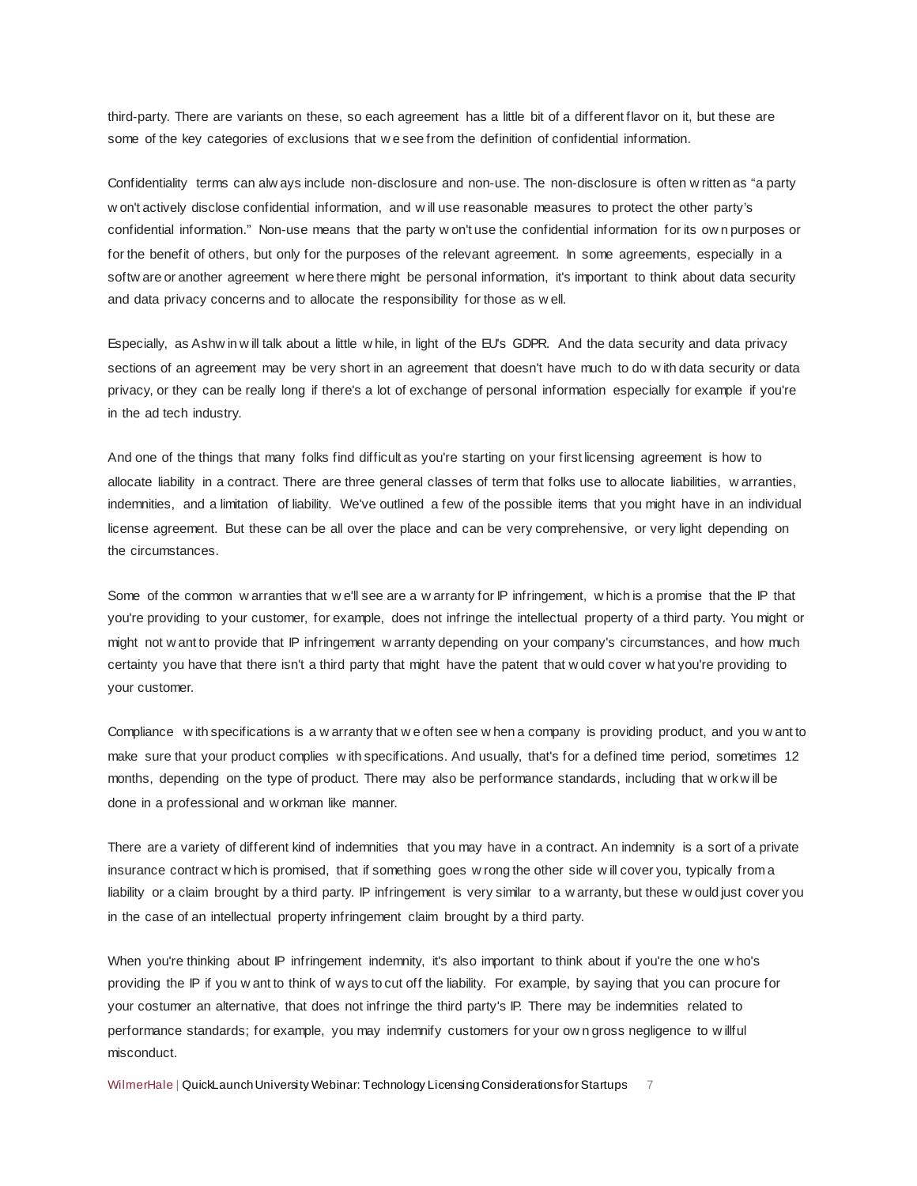third-party. There are variants on these, so each agreement has a little bit of a different flavor on it, but these are some of the key categories of exclusions that we see from the definition of confidential information.

Confidentiality terms can always include non-disclosure and non-use. The non-disclosure is often written as "a party won't actively disclose confidential information, and will use reasonable measures to protect the other party's confidential information." Non-use means that the party won't use the confidential information for its own purposes or for the benefit of others, but only for the purposes of the relevant agreement. In some agreements, especially in a software or another agreement where there might be personal information, it's important to think about data security and data privacy concerns and to allocate the responsibility for those as well.

Especially, as Ashwin will talk about a little while, in light of the EU's GDPR. And the data security and data privacy sections of an agreement may be very short in an agreement that doesn't have much to do with data security or data privacy, or they can be really long if there's a lot of exchange of personal information especially for example if you're in the ad tech industry.

And one of the things that many folks find difficult as you're starting on your first licensing agreement is how to allocate liability in a contract. There are three general classes of term that folks use to allocate liabilities, warranties, indemnities, and a limitation of liability. We've outlined a few of the possible items that you might have in an individual license agreement. But these can be all over the place and can be very comprehensive, or very light depending on the circumstances.

Some of the common warranties that we'll see are a warranty for IP infringement, which is a promise that the IP that you're providing to your customer, for example, does not infringe the intellectual property of a third party. You might or might not want to provide that IP infringement warranty depending on your company's circumstances, and how much certainty you have that there isn't a third party that might have the patent that would cover what you're providing to your customer.

Compliance with specifications is a warranty that we often see when a company is providing product, and you want to make sure that your product complies with specifications. And usually, that's for a defined time period, sometimes 12 months, depending on the type of product. There may also be performance standards, including that work will be done in a professional and workman like manner.

There are a variety of different kind of indemnities that you may have in a contract. An indemnity is a sort of a private insurance contract which is promised, that if something goes wrong the other side will cover you, typically from a liability or a claim brought by a third party. IP infringement is very similar to a warranty, but these would just cover you in the case of an intellectual property infringement claim brought by a third party.

When you're thinking about IP infringement indemnity, it's also important to think about if you're the one who's providing the IP if you want to think of ways to cut off the liability. For example, by saying that you can procure for your costumer an alternative, that does not infringe the third party's IP. There may be indemnities related to performance standards; for example, you may indemnify customers for your own gross negligence to willful misconduct.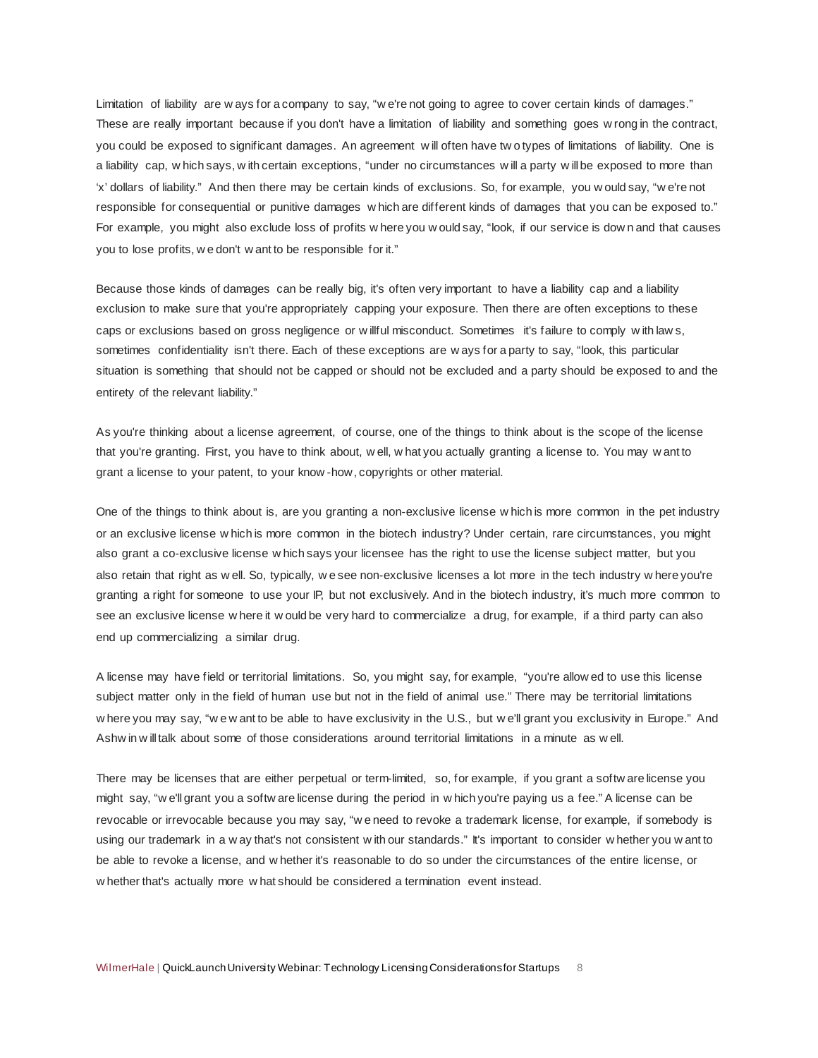Limitation of liability are ways for a company to say, "we're not going to agree to cover certain kinds of damages." These are really important because if you don't have a limitation of liability and something goes wrong in the contract, you could be exposed to significant damages. An agreement will often have two types of limitations of liability. One is a liability cap, which says, with certain exceptions, "under no circumstances will a party will be exposed to more than 'x' dollars of liability." And then there may be certain kinds of exclusions. So, for example, you would say, "we're not responsible for consequential or punitive damages which are different kinds of damages that you can be exposed to." For example, you might also exclude loss of profits where you would say, "look, if our service is down and that causes you to lose profits, we don't want to be responsible for it."

Because those kinds of damages can be really big, it's often very important to have a liability cap and a liability exclusion to make sure that you're appropriately capping your exposure. Then there are often exceptions to these caps or exclusions based on gross negligence or willful misconduct. Sometimes it's failure to comply with laws, sometimes confidentiality isn't there. Each of these exceptions are ways for a party to say, "look, this particular situation is something that should not be capped or should not be excluded and a party should be exposed to and the entirety of the relevant liability."

As you're thinking about a license agreement, of course, one of the things to think about is the scope of the license that you're granting. First, you have to think about, well, what you actually granting a license to. You may want to grant a license to your patent, to your know-how, copyrights or other material.

One of the things to think about is, are you granting a non-exclusive license which is more common in the pet industry or an exclusive license which is more common in the biotech industry? Under certain, rare circumstances, you might also grant a co-exclusive license which says your licensee has the right to use the license subject matter, but you also retain that right as well. So, typically, we see non-exclusive licenses a lot more in the tech industry where you're granting a right for someone to use your IP, but not exclusively. And in the biotech industry, it's much more common to see an exclusive license where it would be very hard to commercialize a drug, for example, if a third party can also end up commercializing a similar drug.

A license may have field or territorial limitations. So, you might say, for example, "you're allowed to use this license subject matter only in the field of human use but not in the field of animal use." There may be territorial limitations where you may say, "we want to be able to have exclusivity in the U.S., but we'll grant you exclusivity in Europe." And Ashwin will talk about some of those considerations around territorial limitations in a minute as well.

There may be licenses that are either perpetual or term-limited, so, for example, if you grant a software license you might say, "we'll grant you a software license during the period in which you're paying us a fee." A license can be revocable or irrevocable because you may say, "we need to revoke a trademark license, for example, if somebody is using our trademark in a way that's not consistent with our standards." It's important to consider whether you want to be able to revoke a license, and whether it's reasonable to do so under the circumstances of the entire license, or whether that's actually more what should be considered a termination event instead.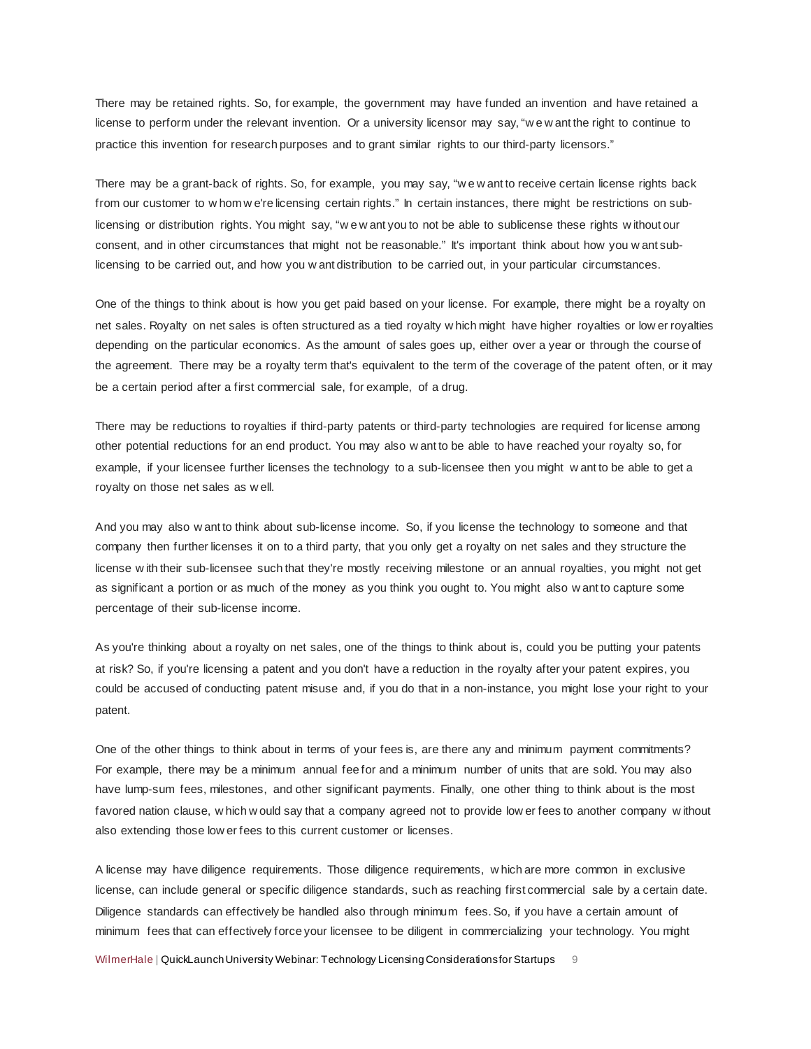There may be retained rights. So, for example, the government may have funded an invention and have retained a license to perform under the relevant invention. Or a university licensor may say, "we want the right to continue to practice this invention for research purposes and to grant similar rights to our third-party licensors."

There may be a grant-back of rights. So, for example, you may say, "we want to receive certain license rights back from our customer to whom we're licensing certain rights." In certain instances, there might be restrictions on sub-licensing or distribution rights. You might say, "we want you to not be able to sublicense these rights without our consent, and in other circumstances that might not be reasonable." It's important think about how you want sub-licensing to be carried out, and how you want distribution to be carried out, in your particular circumstances.

One of the things to think about is how you get paid based on your license. For example, there might be a royalty on net sales. Royalty on net sales is often structured as a tied royalty which might have higher royalties or lower royalties depending on the particular economics. As the amount of sales goes up, either over a year or through the course of the agreement. There may be a royalty term that's equivalent to the term of the coverage of the patent often, or it may be a certain period after a first commercial sale, for example, of a drug.

There may be reductions to royalties if third-party patents or third-party technologies are required for license among other potential reductions for an end product. You may also want to be able to have reached your royalty so, for example, if your licensee further licenses the technology to a sub-licensee then you might want to be able to get a royalty on those net sales as well.

And you may also want to think about sub-license income. So, if you license the technology to someone and that company then further licenses it on to a third party, that you only get a royalty on net sales and they structure the license with their sub-licensee such that they're mostly receiving milestone or an annual royalties, you might not get as significant a portion or as much of the money as you think you ought to. You might also want to capture some percentage of their sub-license income.

As you're thinking about a royalty on net sales, one of the things to think about is, could you be putting your patents at risk? So, if you're licensing a patent and you don't have a reduction in the royalty after your patent expires, you could be accused of conducting patent misuse and, if you do that in a non-instance, you might lose your right to your patent.

One of the other things to think about in terms of your fees is, are there any and minimum payment commitments? For example, there may be a minimum annual fee for and a minimum number of units that are sold. You may also have lump-sum fees, milestones, and other significant payments. Finally, one other thing to think about is the most favored nation clause, which would say that a company agreed not to provide lower fees to another company without also extending those lower fees to this current customer or licenses.

A license may have diligence requirements. Those diligence requirements, which are more common in exclusive license, can include general or specific diligence standards, such as reaching first commercial sale by a certain date. Diligence standards can effectively be handled also through minimum fees. So, if you have a certain amount of minimum fees that can effectively force your licensee to be diligent in commercializing your technology. You might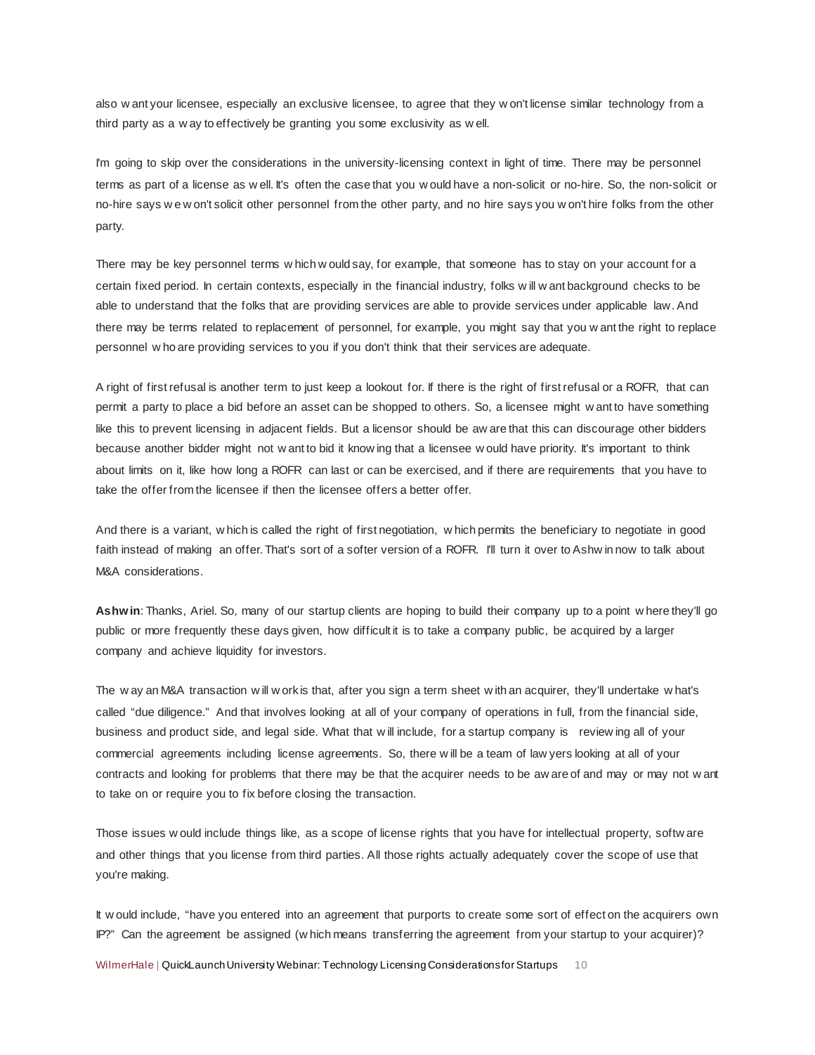also want your licensee, especially an exclusive licensee, to agree that they won't license similar technology from a third party as a way to effectively be granting you some exclusivity as well.

I'm going to skip over the considerations in the university-licensing context in light of time. There may be personnel terms as part of a license as well. It's often the case that you would have a non-solicit or no-hire. So, the non-solicit or no-hire says we won't solicit other personnel from the other party, and no hire says you won't hire folks from the other party.

There may be key personnel terms which would say, for example, that someone has to stay on your account for a certain fixed period. In certain contexts, especially in the financial industry, folks will want background checks to be able to understand that the folks that are providing services are able to provide services under applicable law. And there may be terms related to replacement of personnel, for example, you might say that you want the right to replace personnel who are providing services to you if you don't think that their services are adequate.

A right of first refusal is another term to just keep a lookout for. If there is the right of first refusal or a ROFR, that can permit a party to place a bid before an asset can be shopped to others. So, a licensee might want to have something like this to prevent licensing in adjacent fields. But a licensor should be aware that this can discourage other bidders because another bidder might not want to bid it knowing that a licensee would have priority. It's important to think about limits on it, like how long a ROFR can last or can be exercised, and if there are requirements that you have to take the offer from the licensee if then the licensee offers a better offer.

And there is a variant, which is called the right of first negotiation, which permits the beneficiary to negotiate in good faith instead of making an offer. That's sort of a softer version of a ROFR. I'll turn it over to Ashwin now to talk about M&A considerations.

**Ashwin**: Thanks, Ariel. So, many of our startup clients are hoping to build their company up to a point where they'll go public or more frequently these days given, how difficult it is to take a company public, be acquired by a larger company and achieve liquidity for investors.

The way an M&A transaction will work is that, after you sign a term sheet with an acquirer, they'll undertake what's called "due diligence." And that involves looking at all of your company of operations in full, from the financial side, business and product side, and legal side. What that will include, for a startup company is reviewing all of your commercial agreements including license agreements. So, there will be a team of lawyers looking at all of your contracts and looking for problems that there may be that the acquirer needs to be aware of and may or may not want to take on or require you to fix before closing the transaction.

Those issues would include things like, as a scope of license rights that you have for intellectual property, software and other things that you license from third parties. All those rights actually adequately cover the scope of use that you're making.

It would include, "have you entered into an agreement that purports to create some sort of effect on the acquirers own IP?" Can the agreement be assigned (which means transferring the agreement from your startup to your acquirer)?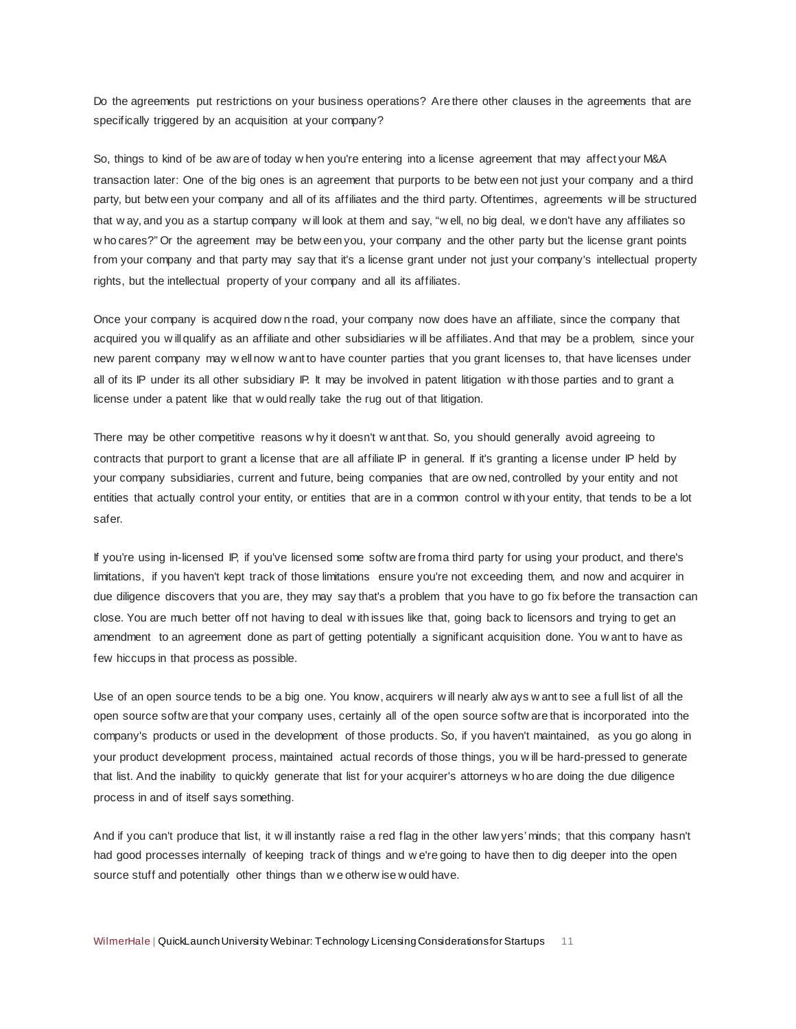Do the agreements put restrictions on your business operations? Are there other clauses in the agreements that are specifically triggered by an acquisition at your company?

So, things to kind of be aware of today when you're entering into a license agreement that may affect your M&A transaction later: One of the big ones is an agreement that purports to be between not just your company and a third party, but between your company and all of its affiliates and the third party. Oftentimes, agreements will be structured that way, and you as a startup company will look at them and say, "well, no big deal, we don't have any affiliates so who cares?" Or the agreement may be between you, your company and the other party but the license grant points from your company and that party may say that it's a license grant under not just your company's intellectual property rights, but the intellectual property of your company and all its affiliates.

Once your company is acquired down the road, your company now does have an affiliate, since the company that acquired you will qualify as an affiliate and other subsidiaries will be affiliates. And that may be a problem, since your new parent company may well now want to have counter parties that you grant licenses to, that have licenses under all of its IP under its all other subsidiary IP. It may be involved in patent litigation with those parties and to grant a license under a patent like that would really take the rug out of that litigation.

There may be other competitive reasons why it doesn't want that. So, you should generally avoid agreeing to contracts that purport to grant a license that are all affiliate IP in general. If it's granting a license under IP held by your company subsidiaries, current and future, being companies that are owned, controlled by your entity and not entities that actually control your entity, or entities that are in a common control with your entity, that tends to be a lot safer.

If you're using in-licensed IP, if you've licensed some software from a third party for using your product, and there's limitations, if you haven't kept track of those limitations ensure you're not exceeding them, and now and acquirer in due diligence discovers that you are, they may say that's a problem that you have to go fix before the transaction can close. You are much better off not having to deal with issues like that, going back to licensors and trying to get an amendment to an agreement done as part of getting potentially a significant acquisition done. You want to have as few hiccups in that process as possible.

Use of an open source tends to be a big one. You know, acquirers will nearly always want to see a full list of all the open source software that your company uses, certainly all of the open source software that is incorporated into the company's products or used in the development of those products. So, if you haven't maintained, as you go along in your product development process, maintained actual records of those things, you will be hard-pressed to generate that list. And the inability to quickly generate that list for your acquirer's attorneys who are doing the due diligence process in and of itself says something.

And if you can't produce that list, it will instantly raise a red flag in the other lawyers' minds; that this company hasn't had good processes internally of keeping track of things and we're going to have then to dig deeper into the open source stuff and potentially other things than we otherwise would have.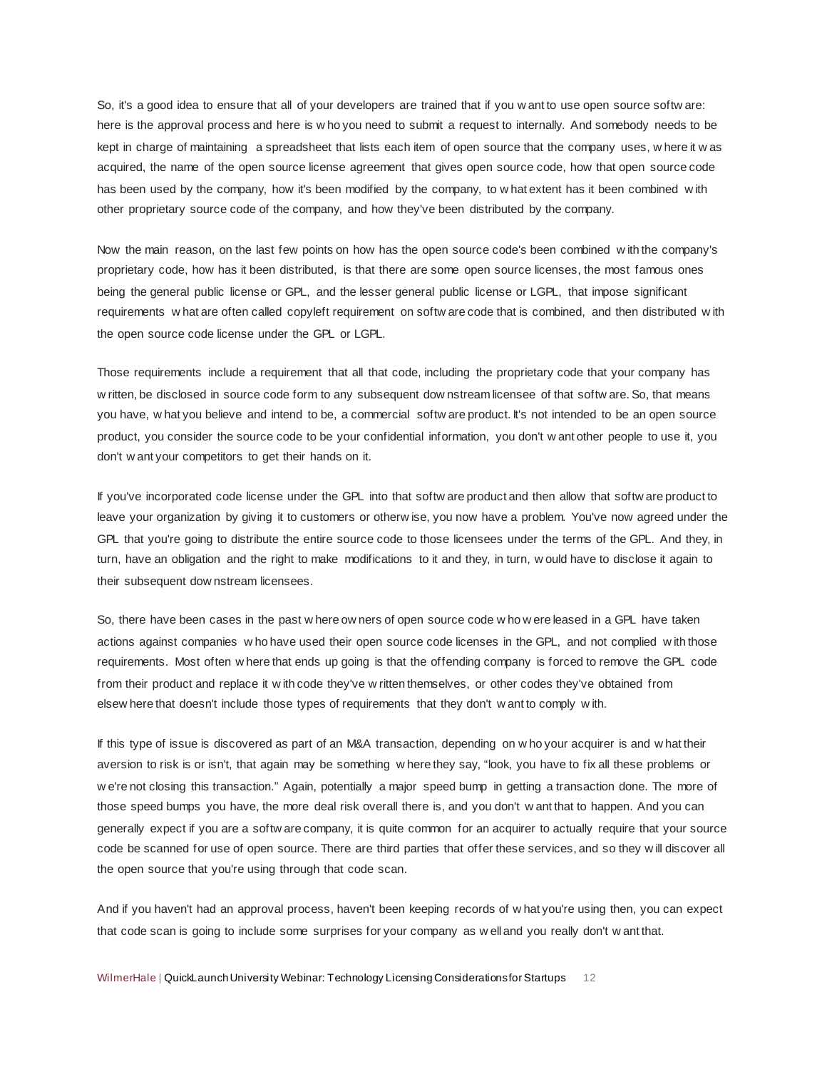So, it's a good idea to ensure that all of your developers are trained that if you want to use open source software: here is the approval process and here is who you need to submit a request to internally. And somebody needs to be kept in charge of maintaining a spreadsheet that lists each item of open source that the company uses, where it was acquired, the name of the open source license agreement that gives open source code, how that open source code has been used by the company, how it's been modified by the company, to what extent has it been combined with other proprietary source code of the company, and how they've been distributed by the company.

Now the main reason, on the last few points on how has the open source code's been combined with the company's proprietary code, how has it been distributed, is that there are some open source licenses, the most famous ones being the general public license or GPL, and the lesser general public license or LGPL, that impose significant requirements what are often called copyleft requirement on software code that is combined, and then distributed with the open source code license under the GPL or LGPL.

Those requirements include a requirement that all that code, including the proprietary code that your company has written, be disclosed in source code form to any subsequent downstream licensee of that software. So, that means you have, what you believe and intend to be, a commercial software product. It's not intended to be an open source product, you consider the source code to be your confidential information, you don't want other people to use it, you don't want your competitors to get their hands on it.

If you've incorporated code license under the GPL into that software product and then allow that software product to leave your organization by giving it to customers or otherwise, you now have a problem. You've now agreed under the GPL that you're going to distribute the entire source code to those licensees under the terms of the GPL. And they, in turn, have an obligation and the right to make modifications to it and they, in turn, would have to disclose it again to their subsequent downstream licensees.

So, there have been cases in the past where owners of open source code who were leased in a GPL have taken actions against companies who have used their open source code licenses in the GPL, and not complied with those requirements. Most often where that ends up going is that the offending company is forced to remove the GPL code from their product and replace it with code they've written themselves, or other codes they've obtained from elsewhere that doesn't include those types of requirements that they don't want to comply with.

If this type of issue is discovered as part of an M&A transaction, depending on who your acquirer is and what their aversion to risk is or isn't, that again may be something where they say, "look, you have to fix all these problems or we're not closing this transaction." Again, potentially a major speed bump in getting a transaction done. The more of those speed bumps you have, the more deal risk overall there is, and you don't want that to happen. And you can generally expect if you are a software company, it is quite common for an acquirer to actually require that your source code be scanned for use of open source. There are third parties that offer these services, and so they will discover all the open source that you're using through that code scan.

And if you haven't had an approval process, haven't been keeping records of what you're using then, you can expect that code scan is going to include some surprises for your company as well and you really don't want that.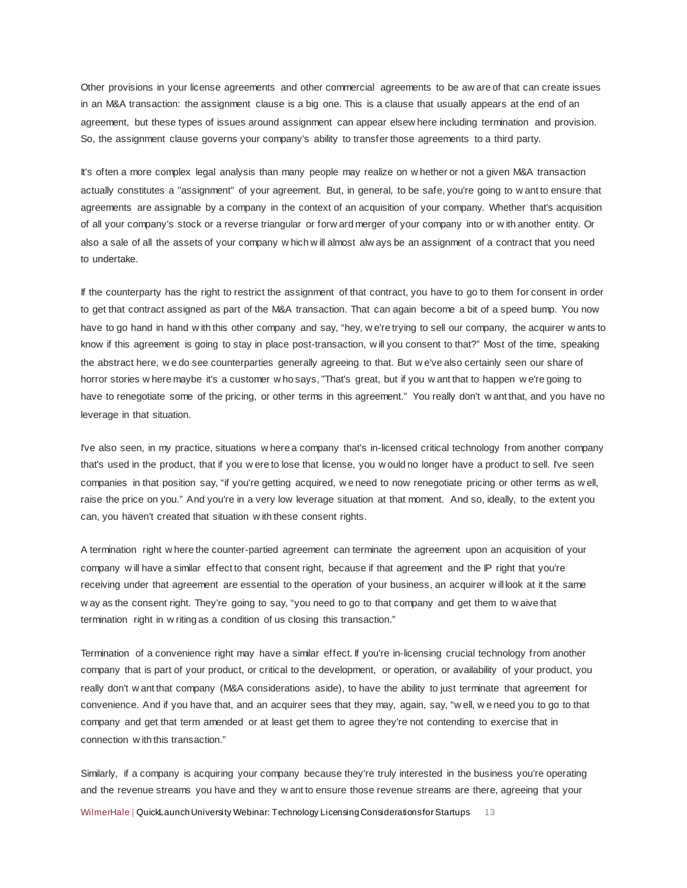Other provisions in your license agreements and other commercial agreements to be aware of that can create issues in an M&A transaction: the assignment clause is a big one. This is a clause that usually appears at the end of an agreement, but these types of issues around assignment can appear elsewhere including termination and provision. So, the assignment clause governs your company's ability to transfer those agreements to a third party.

It's often a more complex legal analysis than many people may realize on whether or not a given M&A transaction actually constitutes a "assignment" of your agreement. But, in general, to be safe, you're going to want to ensure that agreements are assignable by a company in the context of an acquisition of your company. Whether that's acquisition of all your company's stock or a reverse triangular or forward merger of your company into or with another entity. Or also a sale of all the assets of your company which will almost always be an assignment of a contract that you need to undertake.

If the counterparty has the right to restrict the assignment of that contract, you have to go to them for consent in order to get that contract assigned as part of the M&A transaction. That can again become a bit of a speed bump. You now have to go hand in hand with this other company and say, "hey, we're trying to sell our company, the acquirer wants to know if this agreement is going to stay in place post-transaction, will you consent to that?" Most of the time, speaking the abstract here, we do see counterparties generally agreeing to that. But we've also certainly seen our share of horror stories where maybe it's a customer who says, "That's great, but if you want that to happen we're going to have to renegotiate some of the pricing, or other terms in this agreement." You really don't want that, and you have no leverage in that situation.

I've also seen, in my practice, situations where a company that's in-licensed critical technology from another company that's used in the product, that if you were to lose that license, you would no longer have a product to sell. I've seen companies in that position say, "if you're getting acquired, we need to now renegotiate pricing or other terms as well, raise the price on you." And you're in a very low leverage situation at that moment. And so, ideally, to the extent you can, you haven't created that situation with these consent rights.

A termination right where the counter-partied agreement can terminate the agreement upon an acquisition of your company will have a similar effect to that consent right, because if that agreement and the IP right that you're receiving under that agreement are essential to the operation of your business, an acquirer will look at it the same way as the consent right. They're going to say, "you need to go to that company and get them to waive that termination right in writing as a condition of us closing this transaction."

Termination of a convenience right may have a similar effect. If you're in-licensing crucial technology from another company that is part of your product, or critical to the development, or operation, or availability of your product, you really don't want that company (M&A considerations aside), to have the ability to just terminate that agreement for convenience. And if you have that, and an acquirer sees that they may, again, say, "well, we need you to go to that company and get that term amended or at least get them to agree they're not contending to exercise that in connection with this transaction."

Similarly, if a company is acquiring your company because they're truly interested in the business you're operating and the revenue streams you have and they want to ensure those revenue streams are there, agreeing that your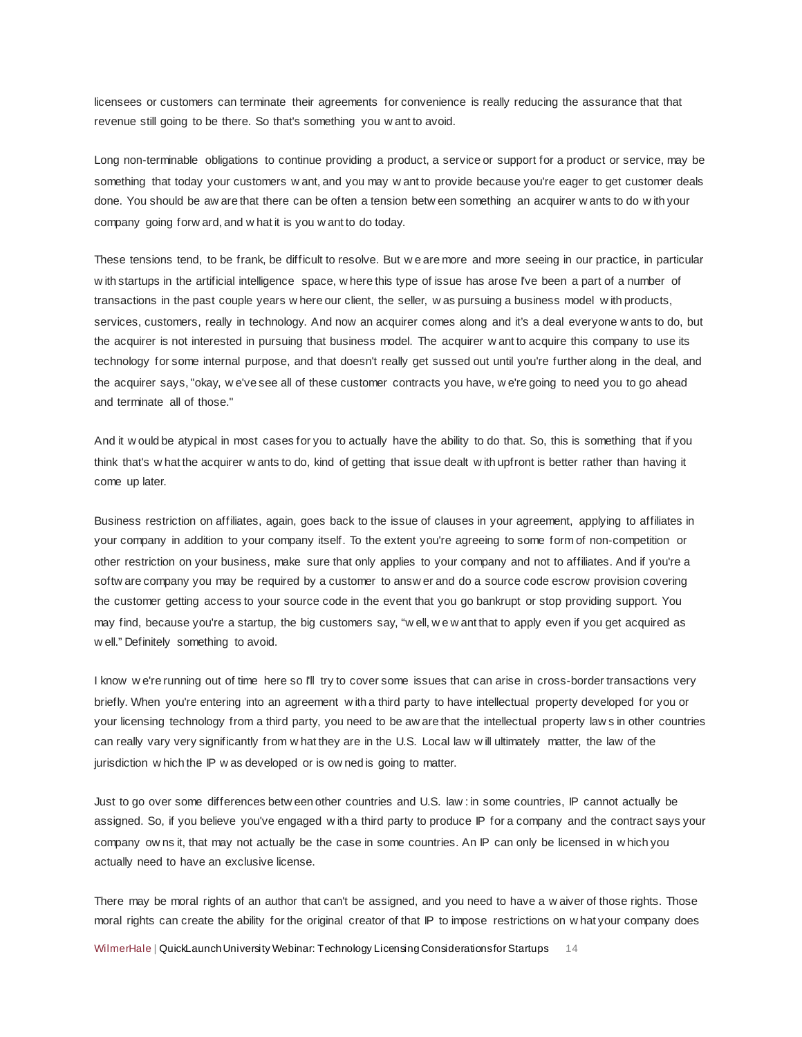licensees or customers can terminate their agreements for convenience is really reducing the assurance that that revenue still going to be there. So that's something you want to avoid.

Long non-terminable obligations to continue providing a product, a service or support for a product or service, may be something that today your customers want, and you may want to provide because you're eager to get customer deals done. You should be aware that there can be often a tension between something an acquirer wants to do with your company going forward, and what it is you want to do today.

These tensions tend, to be frank, be difficult to resolve. But we are more and more seeing in our practice, in particular with startups in the artificial intelligence space, where this type of issue has arose I've been a part of a number of transactions in the past couple years where our client, the seller, was pursuing a business model with products, services, customers, really in technology. And now an acquirer comes along and it's a deal everyone wants to do, but the acquirer is not interested in pursuing that business model. The acquirer want to acquire this company to use its technology for some internal purpose, and that doesn't really get sussed out until you're further along in the deal, and the acquirer says, "okay, we've see all of these customer contracts you have, we're going to need you to go ahead and terminate all of those."

And it would be atypical in most cases for you to actually have the ability to do that. So, this is something that if you think that's what the acquirer wants to do, kind of getting that issue dealt with upfront is better rather than having it come up later.

Business restriction on affiliates, again, goes back to the issue of clauses in your agreement, applying to affiliates in your company in addition to your company itself. To the extent you're agreeing to some form of non-competition or other restriction on your business, make sure that only applies to your company and not to affiliates. And if you're a software company you may be required by a customer to answer and do a source code escrow provision covering the customer getting access to your source code in the event that you go bankrupt or stop providing support. You may find, because you're a startup, the big customers say, "well, we want that to apply even if you get acquired as well." Definitely something to avoid.

I know we're running out of time here so I'll try to cover some issues that can arise in cross-border transactions very briefly. When you're entering into an agreement with a third party to have intellectual property developed for you or your licensing technology from a third party, you need to be aware that the intellectual property laws in other countries can really vary very significantly from what they are in the U.S. Local law will ultimately matter, the law of the jurisdiction which the IP was developed or is owned is going to matter.

Just to go over some differences between other countries and U.S. law: in some countries, IP cannot actually be assigned. So, if you believe you've engaged with a third party to produce IP for a company and the contract says your company owns it, that may not actually be the case in some countries. An IP can only be licensed in which you actually need to have an exclusive license.

There may be moral rights of an author that can't be assigned, and you need to have a waiver of those rights. Those moral rights can create the ability for the original creator of that IP to impose restrictions on what your company does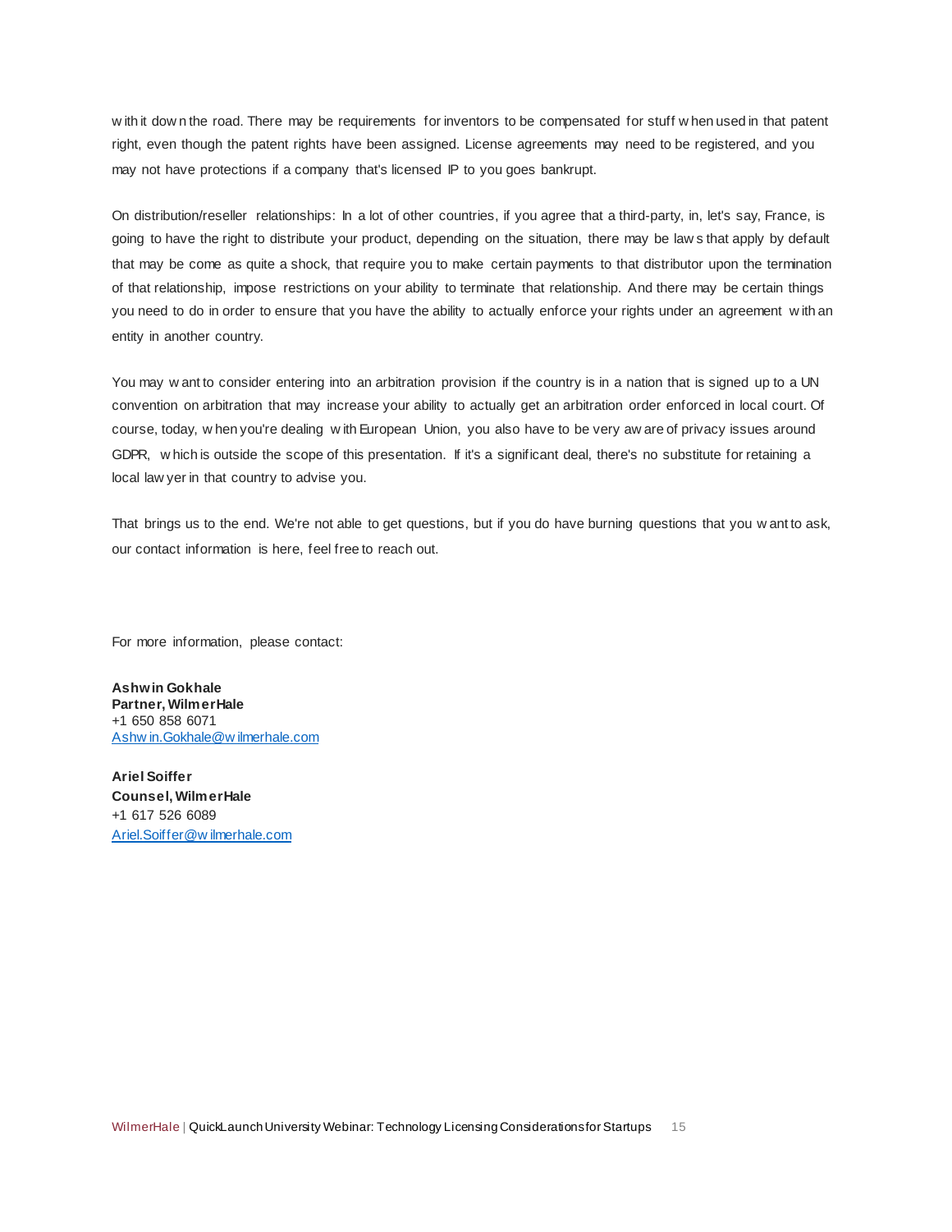with it down the road. There may be requirements for inventors to be compensated for stuff when used in that patent right, even though the patent rights have been assigned. License agreements may need to be registered, and you may not have protections if a company that's licensed IP to you goes bankrupt.

On distribution/reseller relationships: In a lot of other countries, if you agree that a third-party, in, let's say, France, is going to have the right to distribute your product, depending on the situation, there may be laws that apply by default that may be come as quite a shock, that require you to make certain payments to that distributor upon the termination of that relationship, impose restrictions on your ability to terminate that relationship. And there may be certain things you need to do in order to ensure that you have the ability to actually enforce your rights under an agreement with an entity in another country.

You may want to consider entering into an arbitration provision if the country is in a nation that is signed up to a UN convention on arbitration that may increase your ability to actually get an arbitration order enforced in local court. Of course, today, when you're dealing with European Union, you also have to be very aware of privacy issues around GDPR, which is outside the scope of this presentation. If it's a significant deal, there's no substitute for retaining a local lawyer in that country to advise you.

That brings us to the end. We're not able to get questions, but if you do have burning questions that you want to ask, our contact information is here, feel free to reach out.

For more information, please contact:

**Ashwin Gokhale**
**Partner, WilmerHale**
+1 650 858 6071
Ashwin.Gokhale@wilmerhale.com

**Ariel Soiffer**
**Counsel, WilmerHale**
+1 617 526 6089
Ariel.Soiffer@wilmerhale.com